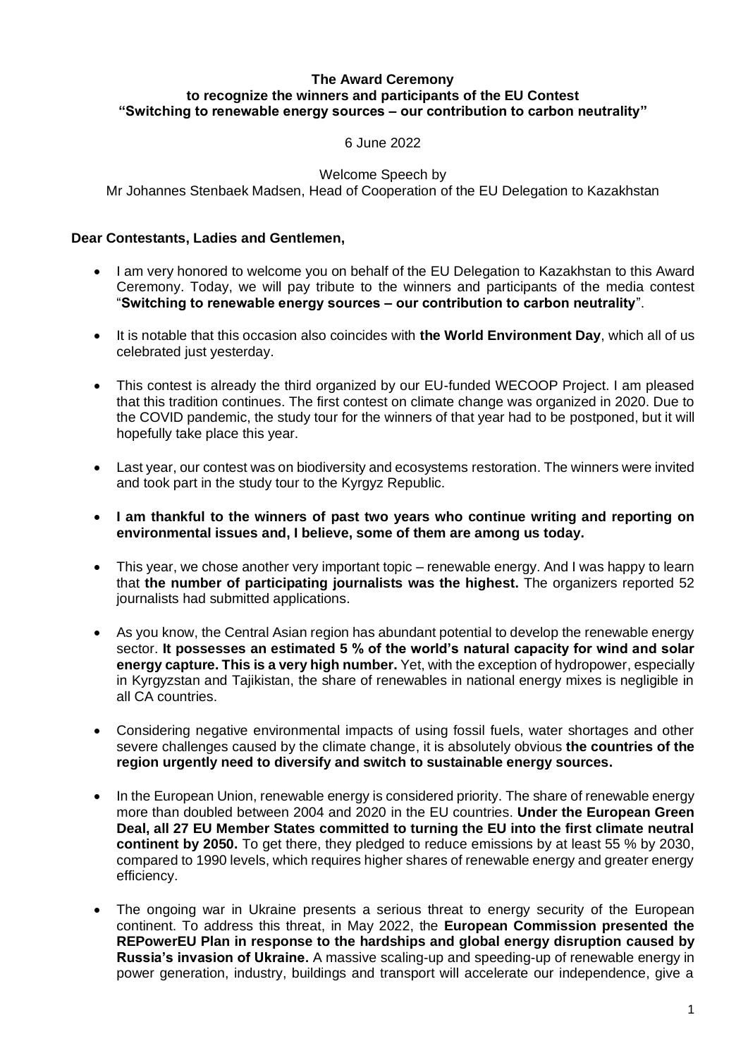**The Award Ceremony**
**to recognize the winners and participants of the EU Contest**
**"Switching to renewable energy sources – our contribution to carbon neutrality"**

6 June 2022

Welcome Speech by
Mr Johannes Stenbaek Madsen, Head of Cooperation of the EU Delegation to Kazakhstan

**Dear Contestants, Ladies and Gentlemen,**

- I am very honored to welcome you on behalf of the EU Delegation to Kazakhstan to this Award Ceremony. Today, we will pay tribute to the winners and participants of the media contest "**Switching to renewable energy sources – our contribution to carbon neutrality**".
- It is notable that this occasion also coincides with **the World Environment Day**, which all of us celebrated just yesterday.
- This contest is already the third organized by our EU-funded WECOOP Project. I am pleased that this tradition continues. The first contest on climate change was organized in 2020. Due to the COVID pandemic, the study tour for the winners of that year had to be postponed, but it will hopefully take place this year.
- Last year, our contest was on biodiversity and ecosystems restoration. The winners were invited and took part in the study tour to the Kyrgyz Republic.
- **I am thankful to the winners of past two years who continue writing and reporting on environmental issues and, I believe, some of them are among us today.**
- This year, we chose another very important topic – renewable energy. And I was happy to learn that **the number of participating journalists was the highest.** The organizers reported 52 journalists had submitted applications.
- As you know, the Central Asian region has abundant potential to develop the renewable energy sector. **It possesses an estimated 5 % of the world's natural capacity for wind and solar energy capture. This is a very high number.** Yet, with the exception of hydropower, especially in Kyrgyzstan and Tajikistan, the share of renewables in national energy mixes is negligible in all CA countries.
- Considering negative environmental impacts of using fossil fuels, water shortages and other severe challenges caused by the climate change, it is absolutely obvious **the countries of the region urgently need to diversify and switch to sustainable energy sources.**
- In the European Union, renewable energy is considered priority. The share of renewable energy more than doubled between 2004 and 2020 in the EU countries. **Under the European Green Deal, all 27 EU Member States committed to turning the EU into the first climate neutral continent by 2050.** To get there, they pledged to reduce emissions by at least 55 % by 2030, compared to 1990 levels, which requires higher shares of renewable energy and greater energy efficiency.
- The ongoing war in Ukraine presents a serious threat to energy security of the European continent. To address this threat, in May 2022, the **European Commission presented the REPowerEU Plan in response to the hardships and global energy disruption caused by Russia's invasion of Ukraine.** A massive scaling-up and speeding-up of renewable energy in power generation, industry, buildings and transport will accelerate our independence, give a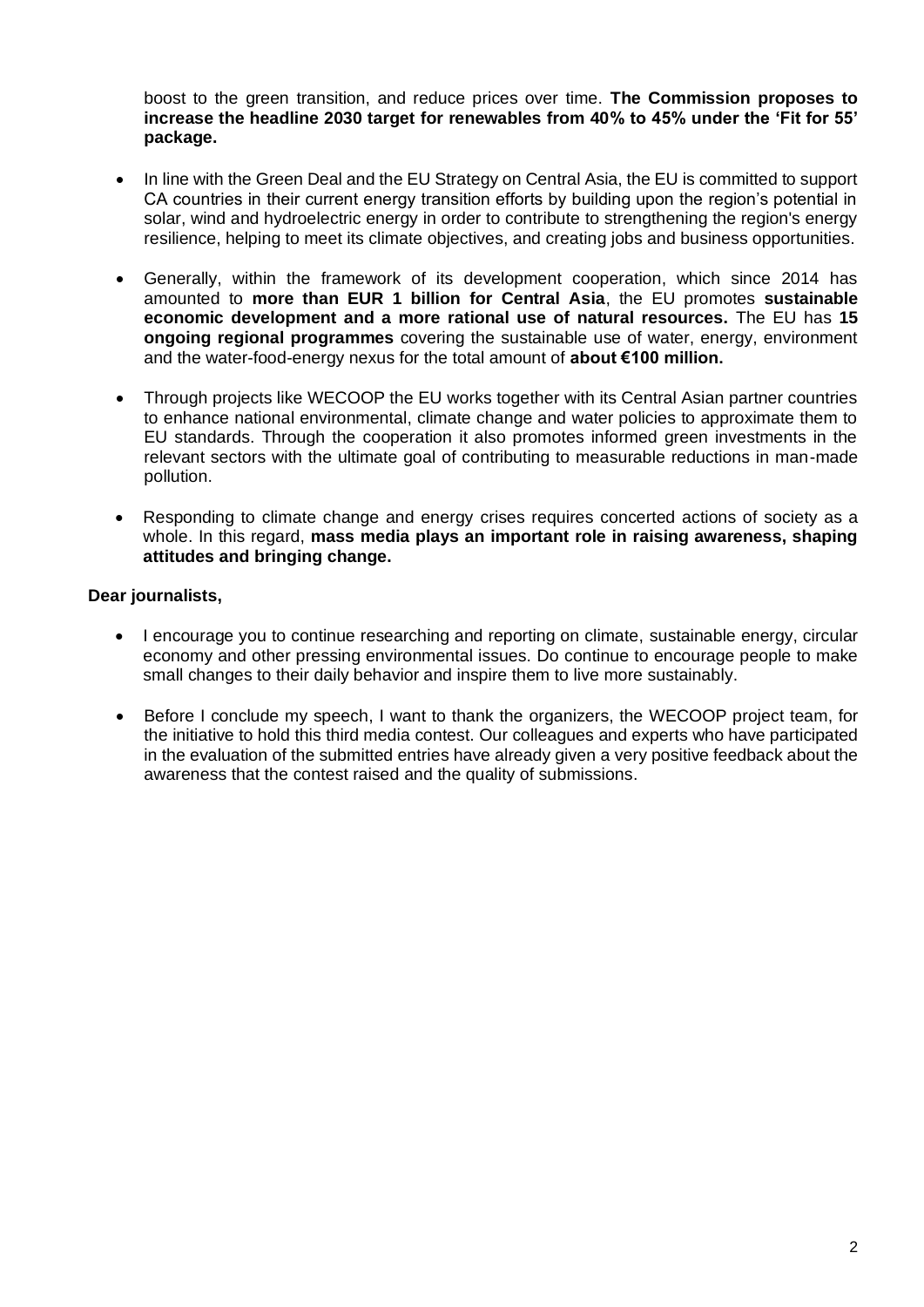boost to the green transition, and reduce prices over time. **The Commission proposes to increase the headline 2030 target for renewables from 40% to 45% under the 'Fit for 55' package.**

- In line with the Green Deal and the EU Strategy on Central Asia, the EU is committed to support CA countries in their current energy transition efforts by building upon the region's potential in solar, wind and hydroelectric energy in order to contribute to strengthening the region's energy resilience, helping to meet its climate objectives, and creating jobs and business opportunities.

- Generally, within the framework of its development cooperation, which since 2014 has amounted to **more than EUR 1 billion for Central Asia**, the EU promotes **sustainable economic development and a more rational use of natural resources.** The EU has **15 ongoing regional programmes** covering the sustainable use of water, energy, environment and the water-food-energy nexus for the total amount of **about €100 million.**

- Through projects like WECOOP the EU works together with its Central Asian partner countries to enhance national environmental, climate change and water policies to approximate them to EU standards. Through the cooperation it also promotes informed green investments in the relevant sectors with the ultimate goal of contributing to measurable reductions in man-made pollution.

- Responding to climate change and energy crises requires concerted actions of society as a whole. In this regard, **mass media plays an important role in raising awareness, shaping attitudes and bringing change.**

**Dear journalists,**

- I encourage you to continue researching and reporting on climate, sustainable energy, circular economy and other pressing environmental issues. Do continue to encourage people to make small changes to their daily behavior and inspire them to live more sustainably.

- Before I conclude my speech, I want to thank the organizers, the WECOOP project team, for the initiative to hold this third media contest. Our colleagues and experts who have participated in the evaluation of the submitted entries have already given a very positive feedback about the awareness that the contest raised and the quality of submissions.